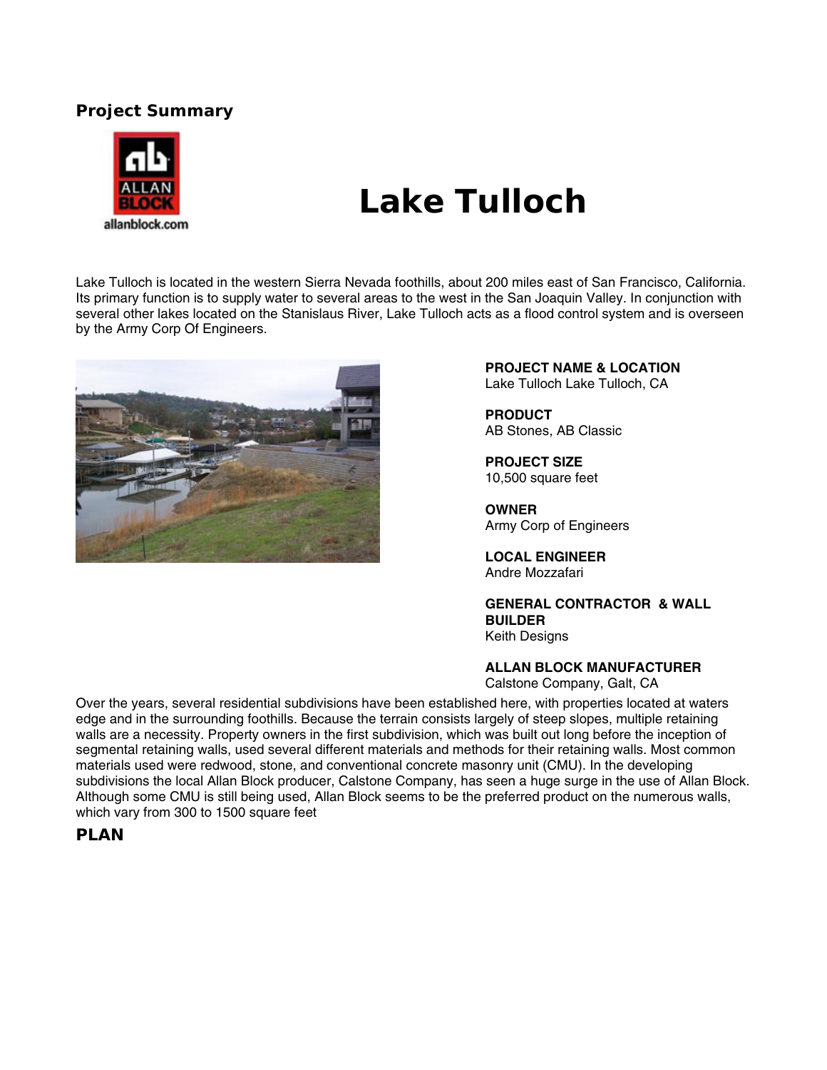## Project Summary

# Lake Tulloch

Lake Tulloch is located in the western Sierra Nevada foothills, about 200 miles east of San Francisco, California. Its primary function is to supply water to several areas to the west in the San Joaquin Valley. In conjunction with several other lakes located on the Stanislaus River, Lake Tulloch acts as a flood control system and is overseen by the Army Corp Of Engineers.

**PROJECT NAME & LOCATION**
Lake Tulloch Lake Tulloch, CA

**PRODUCT**
AB Stones, AB Classic

**PROJECT SIZE**
10,500 square feet

**OWNER**
Army Corp of Engineers

**LOCAL ENGINEER**
Andre Mozzafari

**GENERAL CONTRACTOR & WALL BUILDER**
Keith Designs

**ALLAN BLOCK MANUFACTURER**
Calstone Company, Galt, CA

Over the years, several residential subdivisions have been established here, with properties located at waters edge and in the surrounding foothills. Because the terrain consists largely of steep slopes, multiple retaining walls are a necessity. Property owners in the first subdivision, which was built out long before the inception of segmental retaining walls, used several different materials and methods for their retaining walls. Most common materials used were redwood, stone, and conventional concrete masonry unit (CMU). In the developing subdivisions the local Allan Block producer, Calstone Company, has seen a huge surge in the use of Allan Block. Although some CMU is still being used, Allan Block seems to be the preferred product on the numerous walls, which vary from 300 to 1500 square feet

## PLAN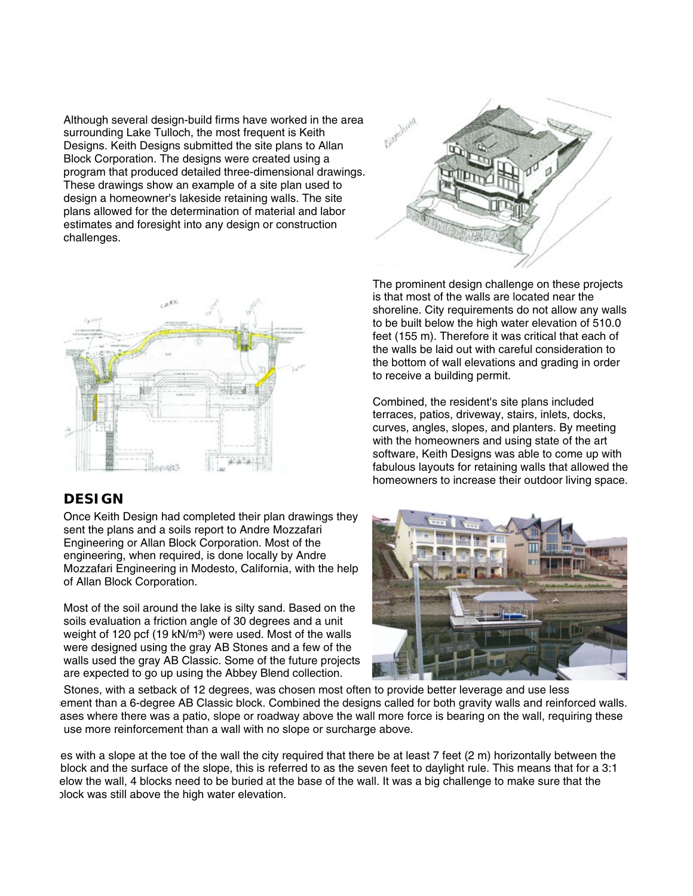Although several design-build firms have worked in the area surrounding Lake Tulloch, the most frequent is Keith Designs. Keith Designs submitted the site plans to Allan Block Corporation. The designs were created using a program that produced detailed three-dimensional drawings. These drawings show an example of a site plan used to design a homeowner's lakeside retaining walls. The site plans allowed for the determination of material and labor estimates and foresight into any design or construction challenges.

The prominent design challenge on these projects is that most of the walls are located near the shoreline. City requirements do not allow any walls to be built below the high water elevation of 510.0 feet (155 m). Therefore it was critical that each of the walls be laid out with careful consideration to the bottom of wall elevations and grading in order to receive a building permit.

Combined, the resident's site plans included terraces, patios, driveway, stairs, inlets, docks, curves, angles, slopes, and planters. By meeting with the homeowners and using state of the art software, Keith Designs was able to come up with fabulous layouts for retaining walls that allowed the homeowners to increase their outdoor living space.

## DESIGN

Once Keith Design had completed their plan drawings they sent the plans and a soils report to Andre Mozzafari Engineering or Allan Block Corporation. Most of the engineering, when required, is done locally by Andre Mozzafari Engineering in Modesto, California, with the help of Allan Block Corporation.

Most of the soil around the lake is silty sand. Based on the soils evaluation a friction angle of 30 degrees and a unit weight of 120 pcf (19 kN/m³) were used. Most of the walls were designed using the gray AB Stones and a few of the walls used the gray AB Classic. Some of the future projects are expected to go up using the Abbey Blend collection.

Stones, with a setback of 12 degrees, was chosen most often to provide better leverage and use less ement than a 6-degree AB Classic block. Combined the designs called for both gravity walls and reinforced walls. ases where there was a patio, slope or roadway above the wall more force is bearing on the wall, requiring these use more reinforcement than a wall with no slope or surcharge above.

es with a slope at the toe of the wall the city required that there be at least 7 feet (2 m) horizontally between the block and the surface of the slope, this is referred to as the seven feet to daylight rule. This means that for a 3:1 elow the wall, 4 blocks need to be buried at the base of the wall. It was a big challenge to make sure that the block was still above the high water elevation.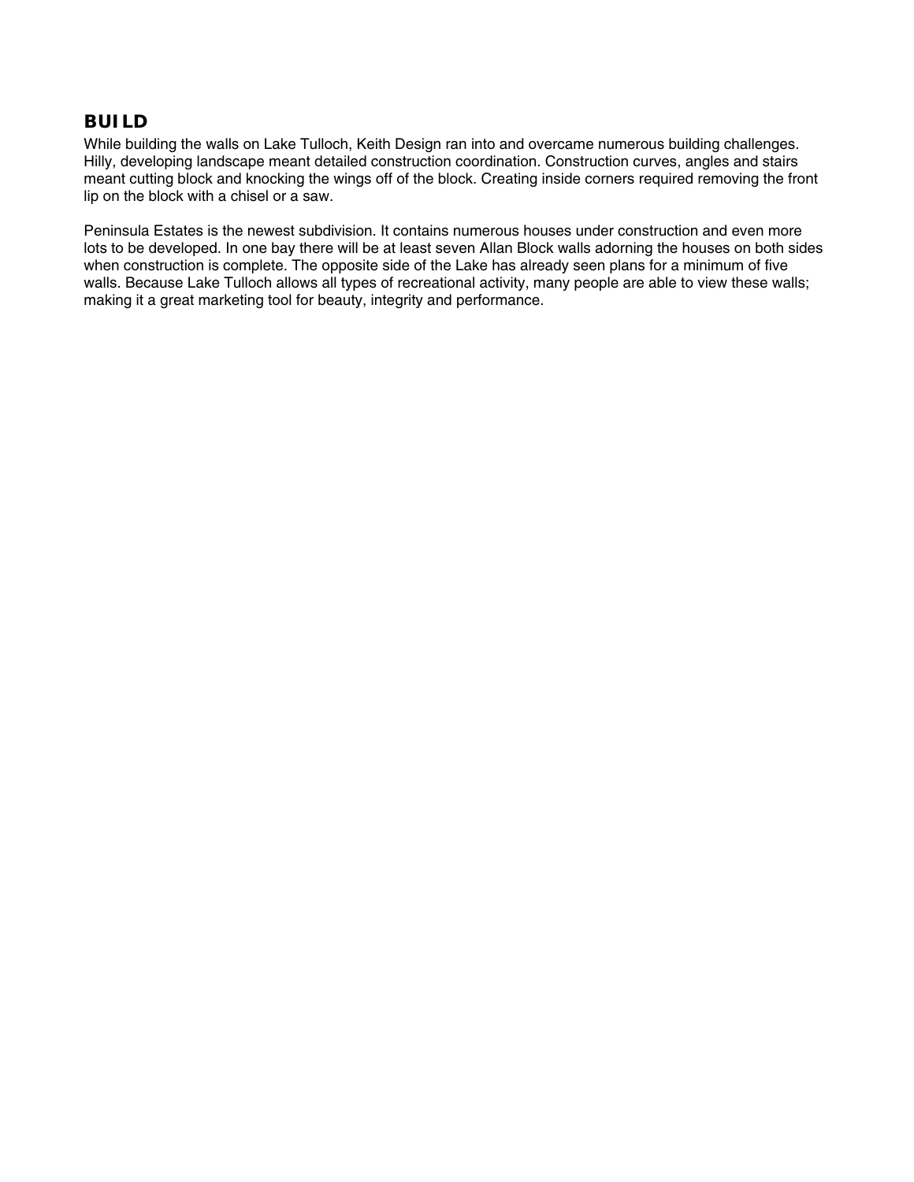## BUILD

While building the walls on Lake Tulloch, Keith Design ran into and overcame numerous building challenges. Hilly, developing landscape meant detailed construction coordination. Construction curves, angles and stairs meant cutting block and knocking the wings off of the block. Creating inside corners required removing the front lip on the block with a chisel or a saw.

Peninsula Estates is the newest subdivision. It contains numerous houses under construction and even more lots to be developed. In one bay there will be at least seven Allan Block walls adorning the houses on both sides when construction is complete. The opposite side of the Lake has already seen plans for a minimum of five walls. Because Lake Tulloch allows all types of recreational activity, many people are able to view these walls; making it a great marketing tool for beauty, integrity and performance.